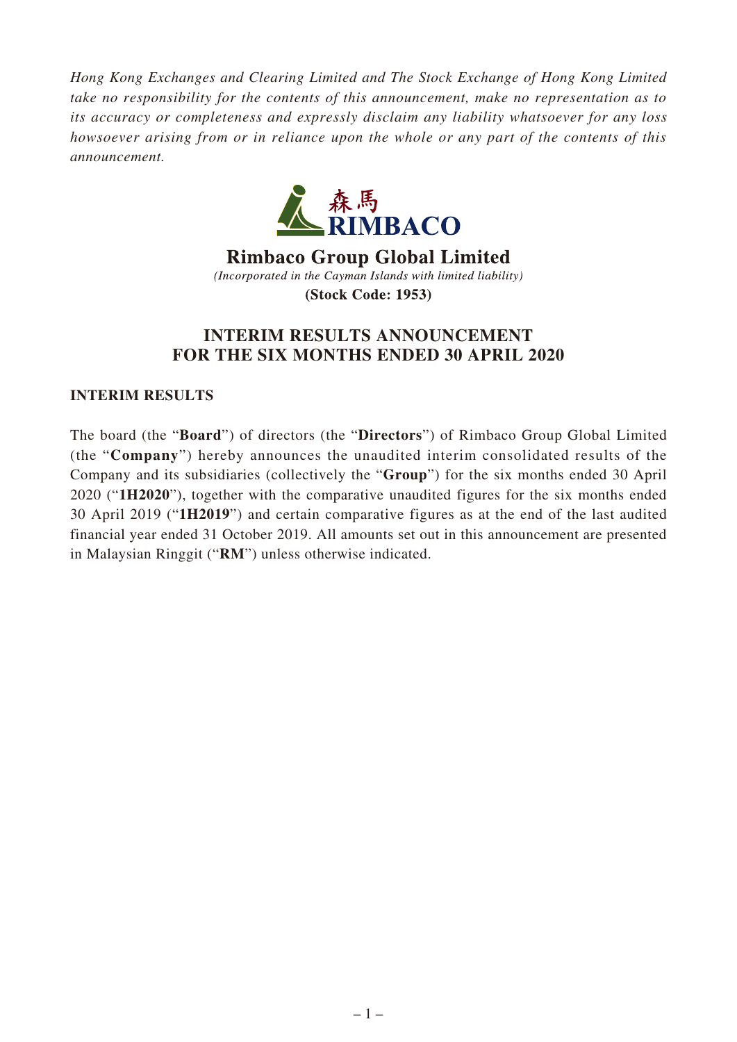*Hong Kong Exchanges and Clearing Limited and The Stock Exchange of Hong Kong Limited take no responsibility for the contents of this announcement, make no representation as to its accuracy or completeness and expressly disclaim any liability whatsoever for any loss howsoever arising from or in reliance upon the whole or any part of the contents of this announcement.*

森馬
RIMBACO

**Rimbaco Group Global Limited**

*(Incorporated in the Cayman Islands with limited liability)*

**(Stock Code: 1953)**

# INTERIM RESULTS ANNOUNCEMENT FOR THE SIX MONTHS ENDED 30 APRIL 2020

## INTERIM RESULTS

The board (the "**Board**") of directors (the "**Directors**") of Rimbaco Group Global Limited (the "**Company**") hereby announces the unaudited interim consolidated results of the Company and its subsidiaries (collectively the "**Group**") for the six months ended 30 April 2020 ("**1H2020**"), together with the comparative unaudited figures for the six months ended 30 April 2019 ("**1H2019**") and certain comparative figures as at the end of the last audited financial year ended 31 October 2019. All amounts set out in this announcement are presented in Malaysian Ringgit ("**RM**") unless otherwise indicated.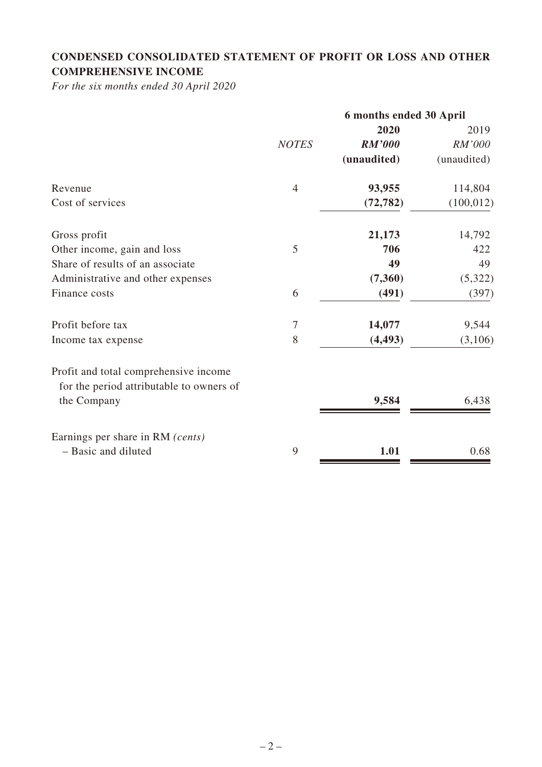## CONDENSED CONSOLIDATED STATEMENT OF PROFIT OR LOSS AND OTHER COMPREHENSIVE INCOME

*For the six months ended 30 April 2020*

| | | 6 months ended 30 April | |
|---|---|---|---|
| | | **2020** | 2019 |
| | *NOTES* | ***RM'000*** | *RM'000* |
| | | **(unaudited)** | (unaudited) |
| Revenue | 4 | **93,955** | 114,804 |
| Cost of services | | **(72,782)** | (100,012) |
| Gross profit | | **21,173** | 14,792 |
| Other income, gain and loss | 5 | **706** | 422 |
| Share of results of an associate | | **49** | 49 |
| Administrative and other expenses | | **(7,360)** | (5,322) |
| Finance costs | 6 | **(491)** | (397) |
| Profit before tax | 7 | **14,077** | 9,544 |
| Income tax expense | 8 | **(4,493)** | (3,106) |
| Profit and total comprehensive income for the period attributable to owners of the Company | | **9,584** | 6,438 |
| Earnings per share in RM *(cents)* – Basic and diluted | 9 | **1.01** | 0.68 |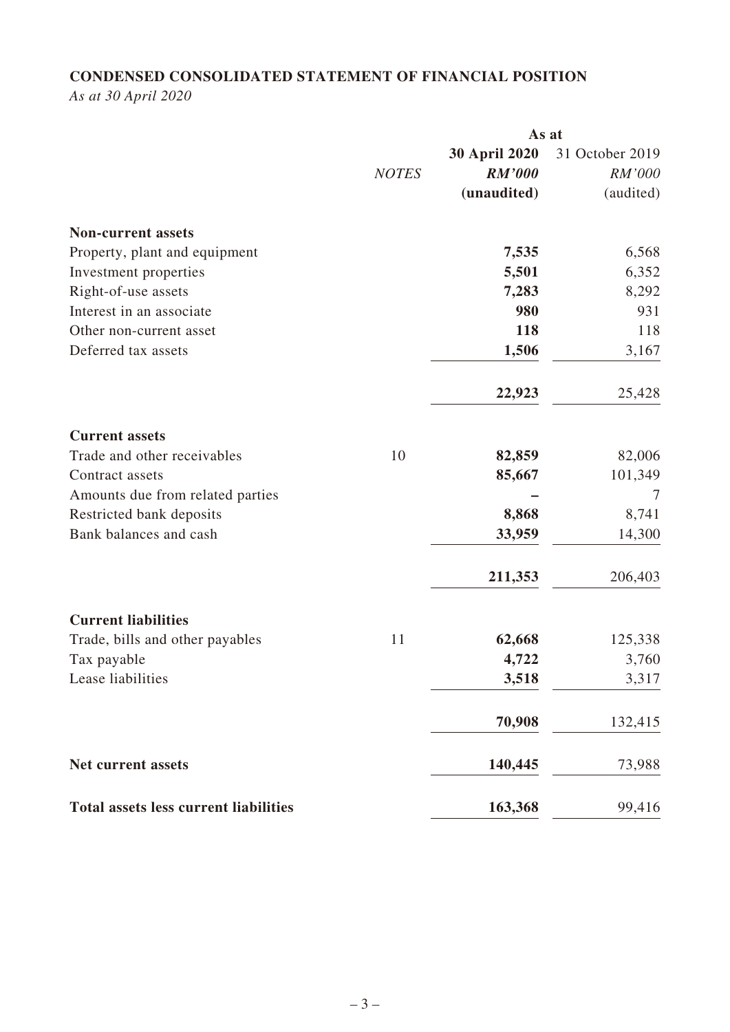**CONDENSED CONSOLIDATED STATEMENT OF FINANCIAL POSITION**

*As at 30 April 2020*

| | *NOTES* | **30 April 2020** | 31 October 2019 |
|---|---|---|---|
| | | **As at** | |
| | | ***RM'000*** | *RM'000* |
| | | **(unaudited)** | (audited) |
| **Non-current assets** | | | |
| Property, plant and equipment | | **7,535** | 6,568 |
| Investment properties | | **5,501** | 6,352 |
| Right-of-use assets | | **7,283** | 8,292 |
| Interest in an associate | | **980** | 931 |
| Other non-current asset | | **118** | 118 |
| Deferred tax assets | | **1,506** | 3,167 |
| | | **22,923** | 25,428 |
| **Current assets** | | | |
| Trade and other receivables | 10 | **82,859** | 82,006 |
| Contract assets | | **85,667** | 101,349 |
| Amounts due from related parties | | **–** | 7 |
| Restricted bank deposits | | **8,868** | 8,741 |
| Bank balances and cash | | **33,959** | 14,300 |
| | | **211,353** | 206,403 |
| **Current liabilities** | | | |
| Trade, bills and other payables | 11 | **62,668** | 125,338 |
| Tax payable | | **4,722** | 3,760 |
| Lease liabilities | | **3,518** | 3,317 |
| | | **70,908** | 132,415 |
| **Net current assets** | | **140,445** | 73,988 |
| **Total assets less current liabilities** | | **163,368** | 99,416 |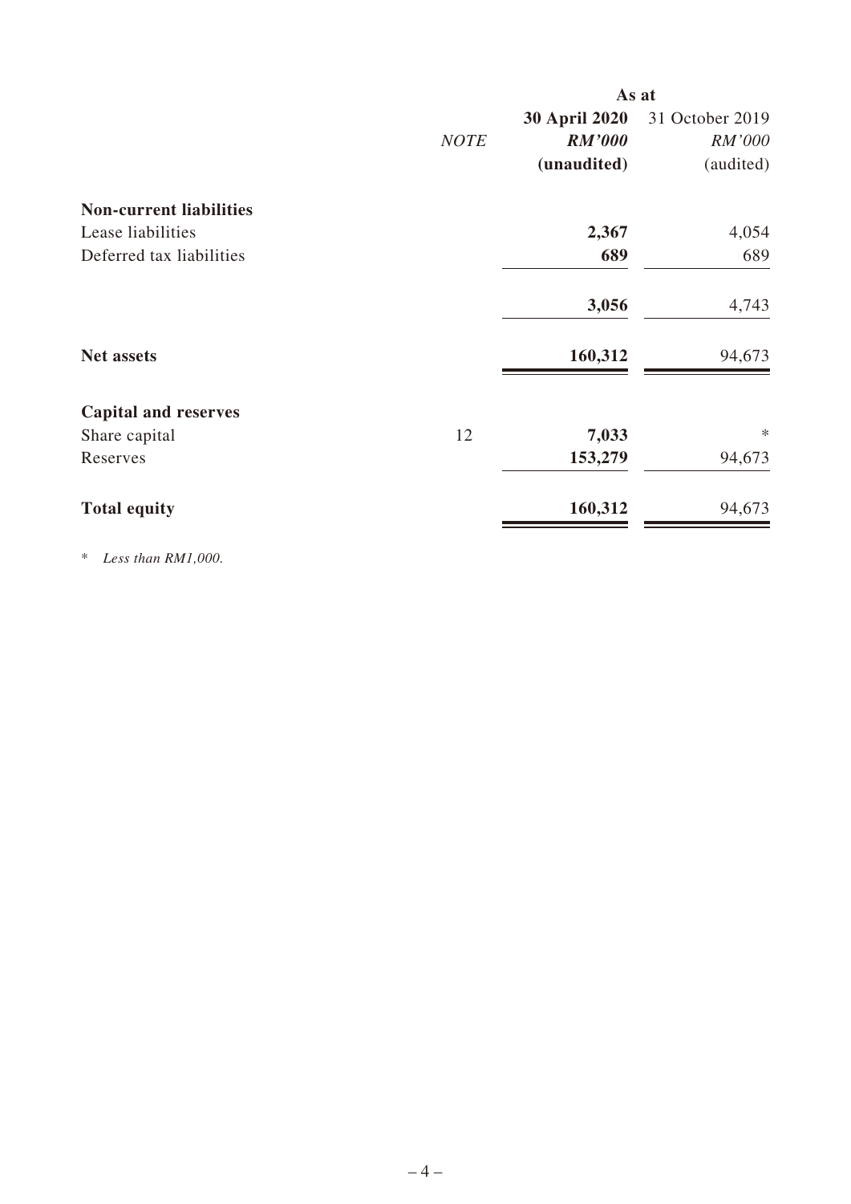| | | As at | |
|---|---|---|---|
| | | **30 April 2020** | 31 October 2019 |
| | *NOTE* | ***RM'000*** | *RM'000* |
| | | **(unaudited)** | (audited) |
| **Non-current liabilities** | | | |
| Lease liabilities | | **2,367** | 4,054 |
| Deferred tax liabilities | | **689** | 689 |
| | | **3,056** | 4,743 |
| **Net assets** | | **160,312** | 94,673 |
| **Capital and reserves** | | | |
| Share capital | 12 | **7,033** | * |
| Reserves | | **153,279** | 94,673 |
| **Total equity** | | **160,312** | 94,673 |

\* *Less than RM1,000.*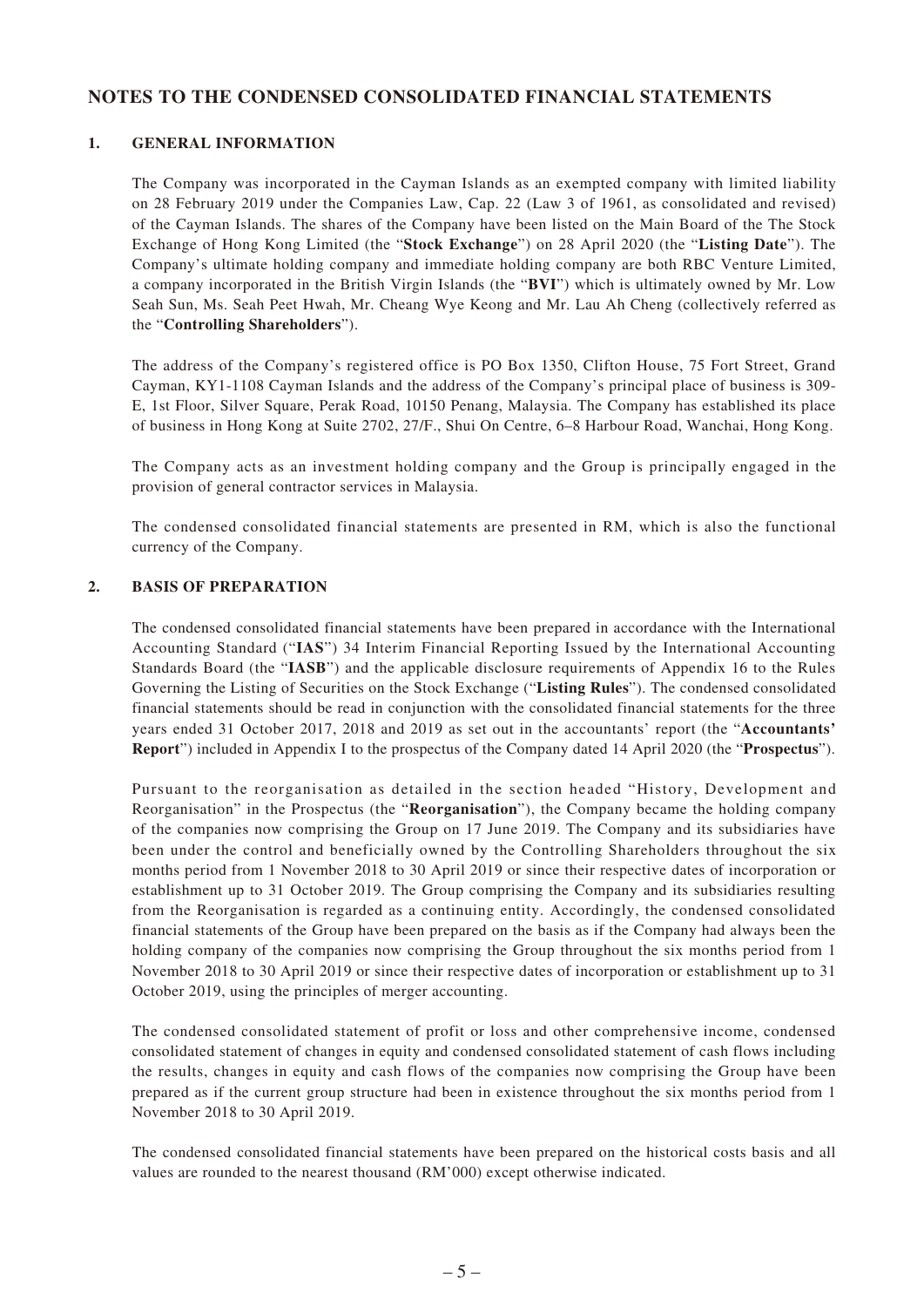# NOTES TO THE CONDENSED CONSOLIDATED FINANCIAL STATEMENTS

## 1. GENERAL INFORMATION

The Company was incorporated in the Cayman Islands as an exempted company with limited liability on 28 February 2019 under the Companies Law, Cap. 22 (Law 3 of 1961, as consolidated and revised) of the Cayman Islands. The shares of the Company have been listed on the Main Board of the The Stock Exchange of Hong Kong Limited (the "**Stock Exchange**") on 28 April 2020 (the "**Listing Date**"). The Company's ultimate holding company and immediate holding company are both RBC Venture Limited, a company incorporated in the British Virgin Islands (the "**BVI**") which is ultimately owned by Mr. Low Seah Sun, Ms. Seah Peet Hwah, Mr. Cheang Wye Keong and Mr. Lau Ah Cheng (collectively referred as the "**Controlling Shareholders**").

The address of the Company's registered office is PO Box 1350, Clifton House, 75 Fort Street, Grand Cayman, KY1-1108 Cayman Islands and the address of the Company's principal place of business is 309-E, 1st Floor, Silver Square, Perak Road, 10150 Penang, Malaysia. The Company has established its place of business in Hong Kong at Suite 2702, 27/F., Shui On Centre, 6–8 Harbour Road, Wanchai, Hong Kong.

The Company acts as an investment holding company and the Group is principally engaged in the provision of general contractor services in Malaysia.

The condensed consolidated financial statements are presented in RM, which is also the functional currency of the Company.

## 2. BASIS OF PREPARATION

The condensed consolidated financial statements have been prepared in accordance with the International Accounting Standard ("**IAS**") 34 Interim Financial Reporting Issued by the International Accounting Standards Board (the "**IASB**") and the applicable disclosure requirements of Appendix 16 to the Rules Governing the Listing of Securities on the Stock Exchange ("**Listing Rules**"). The condensed consolidated financial statements should be read in conjunction with the consolidated financial statements for the three years ended 31 October 2017, 2018 and 2019 as set out in the accountants' report (the "**Accountants' Report**") included in Appendix I to the prospectus of the Company dated 14 April 2020 (the "**Prospectus**").

Pursuant to the reorganisation as detailed in the section headed "History, Development and Reorganisation" in the Prospectus (the "**Reorganisation**"), the Company became the holding company of the companies now comprising the Group on 17 June 2019. The Company and its subsidiaries have been under the control and beneficially owned by the Controlling Shareholders throughout the six months period from 1 November 2018 to 30 April 2019 or since their respective dates of incorporation or establishment up to 31 October 2019. The Group comprising the Company and its subsidiaries resulting from the Reorganisation is regarded as a continuing entity. Accordingly, the condensed consolidated financial statements of the Group have been prepared on the basis as if the Company had always been the holding company of the companies now comprising the Group throughout the six months period from 1 November 2018 to 30 April 2019 or since their respective dates of incorporation or establishment up to 31 October 2019, using the principles of merger accounting.

The condensed consolidated statement of profit or loss and other comprehensive income, condensed consolidated statement of changes in equity and condensed consolidated statement of cash flows including the results, changes in equity and cash flows of the companies now comprising the Group have been prepared as if the current group structure had been in existence throughout the six months period from 1 November 2018 to 30 April 2019.

The condensed consolidated financial statements have been prepared on the historical costs basis and all values are rounded to the nearest thousand (RM'000) except otherwise indicated.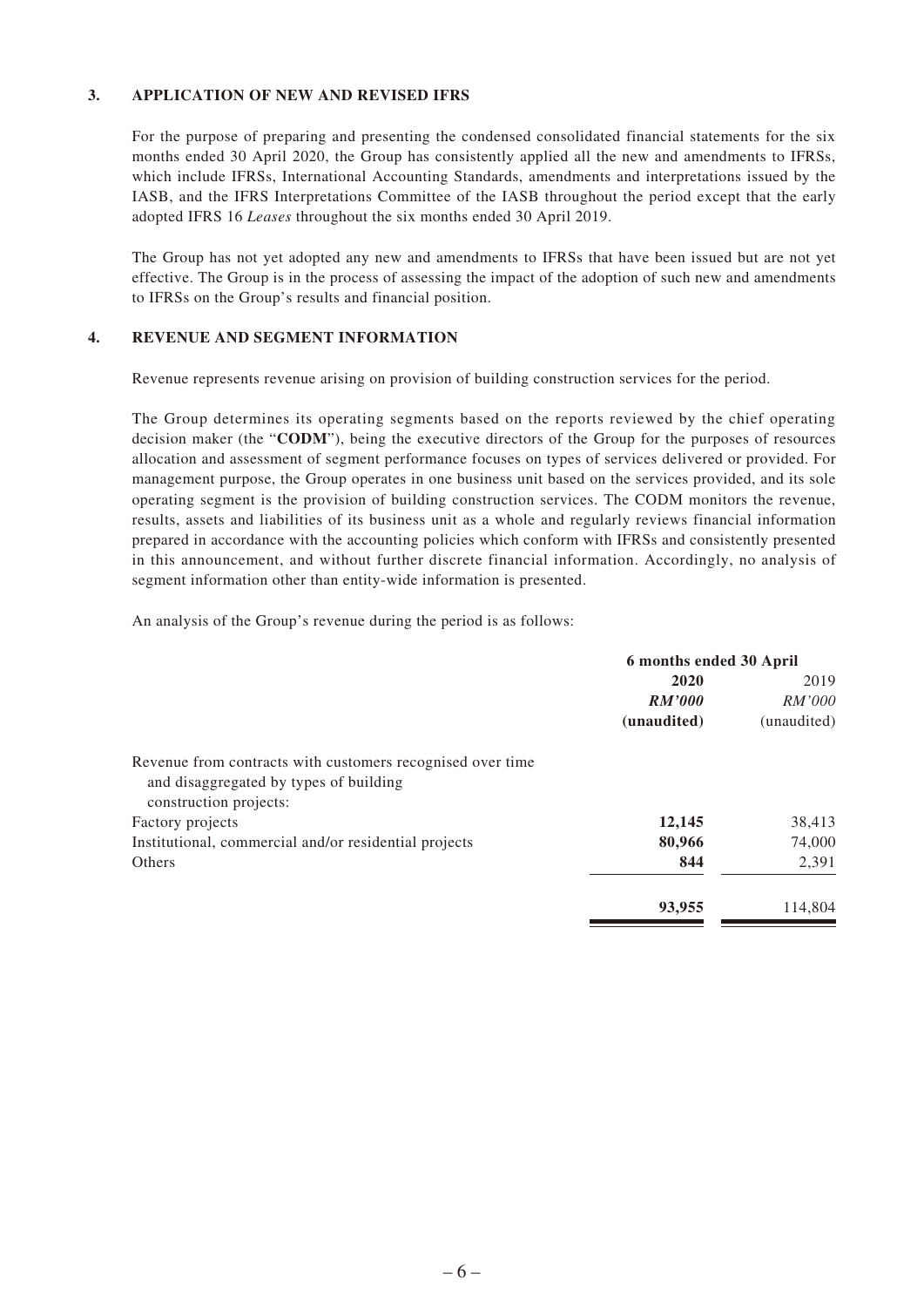### 3. APPLICATION OF NEW AND REVISED IFRS

For the purpose of preparing and presenting the condensed consolidated financial statements for the six months ended 30 April 2020, the Group has consistently applied all the new and amendments to IFRSs, which include IFRSs, International Accounting Standards, amendments and interpretations issued by the IASB, and the IFRS Interpretations Committee of the IASB throughout the period except that the early adopted IFRS 16 *Leases* throughout the six months ended 30 April 2019.

The Group has not yet adopted any new and amendments to IFRSs that have been issued but are not yet effective. The Group is in the process of assessing the impact of the adoption of such new and amendments to IFRSs on the Group's results and financial position.

### 4. REVENUE AND SEGMENT INFORMATION

Revenue represents revenue arising on provision of building construction services for the period.

The Group determines its operating segments based on the reports reviewed by the chief operating decision maker (the "**CODM**"), being the executive directors of the Group for the purposes of resources allocation and assessment of segment performance focuses on types of services delivered or provided. For management purpose, the Group operates in one business unit based on the services provided, and its sole operating segment is the provision of building construction services. The CODM monitors the revenue, results, assets and liabilities of its business unit as a whole and regularly reviews financial information prepared in accordance with the accounting policies which conform with IFRSs and consistently presented in this announcement, and without further discrete financial information. Accordingly, no analysis of segment information other than entity-wide information is presented.

An analysis of the Group's revenue during the period is as follows:

| | **6 months ended 30 April** | |
|---|---|---|
| | **2020** | 2019 |
| | ***RM'000*** | *RM'000* |
| | **(unaudited)** | (unaudited) |
| Revenue from contracts with customers recognised over time and disaggregated by types of building construction projects: | | |
| Factory projects | **12,145** | 38,413 |
| Institutional, commercial and/or residential projects | **80,966** | 74,000 |
| Others | **844** | 2,391 |
| | **93,955** | 114,804 |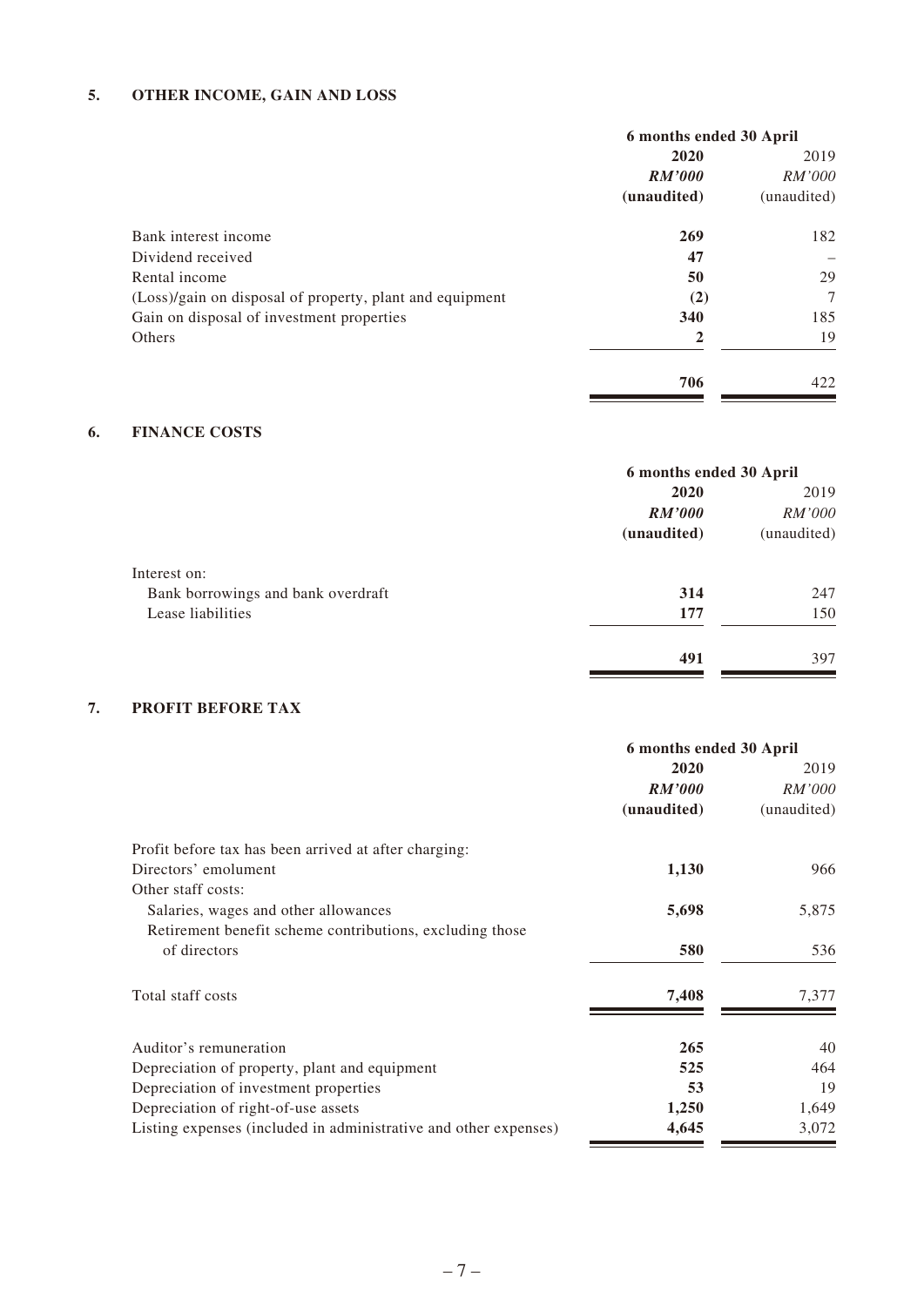## 5. OTHER INCOME, GAIN AND LOSS

| | 6 months ended 30 April | |
|---|---|---|
| | **2020** | 2019 |
| | ***RM'000*** | *RM'000* |
| | **(unaudited)** | (unaudited) |
| Bank interest income | **269** | 182 |
| Dividend received | **47** | – |
| Rental income | **50** | 29 |
| (Loss)/gain on disposal of property, plant and equipment | **(2)** | 7 |
| Gain on disposal of investment properties | **340** | 185 |
| Others | **2** | 19 |
| | **706** | 422 |

## 6. FINANCE COSTS

| | 6 months ended 30 April | |
|---|---|---|
| | **2020** | 2019 |
| | ***RM'000*** | *RM'000* |
| | **(unaudited)** | (unaudited) |
| Interest on: | | |
| Bank borrowings and bank overdraft | **314** | 247 |
| Lease liabilities | **177** | 150 |
| | **491** | 397 |

## 7. PROFIT BEFORE TAX

| | 6 months ended 30 April | |
|---|---|---|
| | **2020** | 2019 |
| | ***RM'000*** | *RM'000* |
| | **(unaudited)** | (unaudited) |
| Profit before tax has been arrived at after charging: | | |
| Directors' emolument | **1,130** | 966 |
| Other staff costs: | | |
| Salaries, wages and other allowances | **5,698** | 5,875 |
| Retirement benefit scheme contributions, excluding those of directors | **580** | 536 |
| Total staff costs | **7,408** | 7,377 |
| Auditor's remuneration | **265** | 40 |
| Depreciation of property, plant and equipment | **525** | 464 |
| Depreciation of investment properties | **53** | 19 |
| Depreciation of right-of-use assets | **1,250** | 1,649 |
| Listing expenses (included in administrative and other expenses) | **4,645** | 3,072 |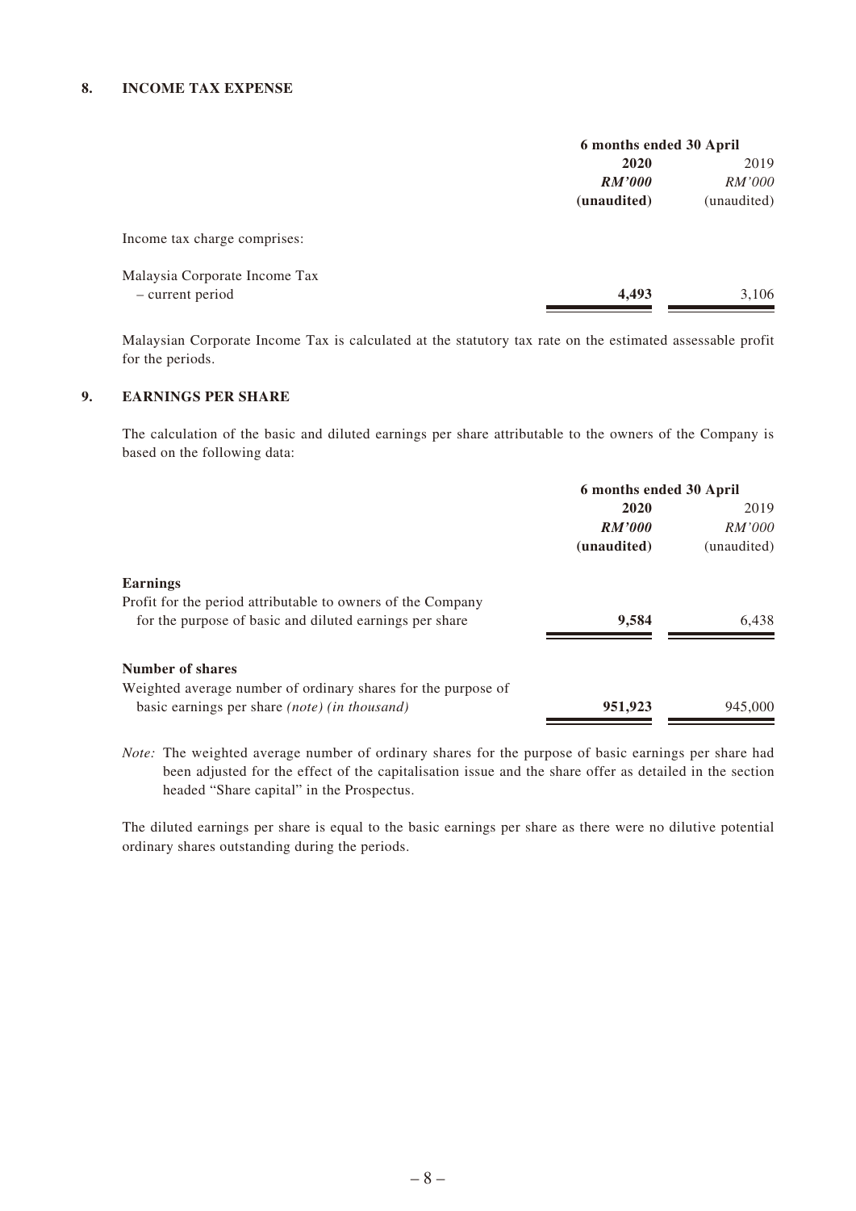## 8. INCOME TAX EXPENSE

| | 6 months ended 30 April | |
|---|---|---|
| | **2020** | 2019 |
| | ***RM'000*** | *RM'000* |
| | **(unaudited)** | (unaudited) |
| Income tax charge comprises: | | |
| Malaysia Corporate Income Tax | | |
| – current period | **4,493** | 3,106 |

Malaysian Corporate Income Tax is calculated at the statutory tax rate on the estimated assessable profit for the periods.

## 9. EARNINGS PER SHARE

The calculation of the basic and diluted earnings per share attributable to the owners of the Company is based on the following data:

| | 6 months ended 30 April | |
|---|---|---|
| | **2020** | 2019 |
| | ***RM'000*** | *RM'000* |
| | **(unaudited)** | (unaudited) |
| **Earnings** | | |
| Profit for the period attributable to owners of the Company for the purpose of basic and diluted earnings per share | **9,584** | 6,438 |
| **Number of shares** | | |
| Weighted average number of ordinary shares for the purpose of basic earnings per share *(note) (in thousand)* | **951,923** | 945,000 |

*Note:* The weighted average number of ordinary shares for the purpose of basic earnings per share had been adjusted for the effect of the capitalisation issue and the share offer as detailed in the section headed "Share capital" in the Prospectus.

The diluted earnings per share is equal to the basic earnings per share as there were no dilutive potential ordinary shares outstanding during the periods.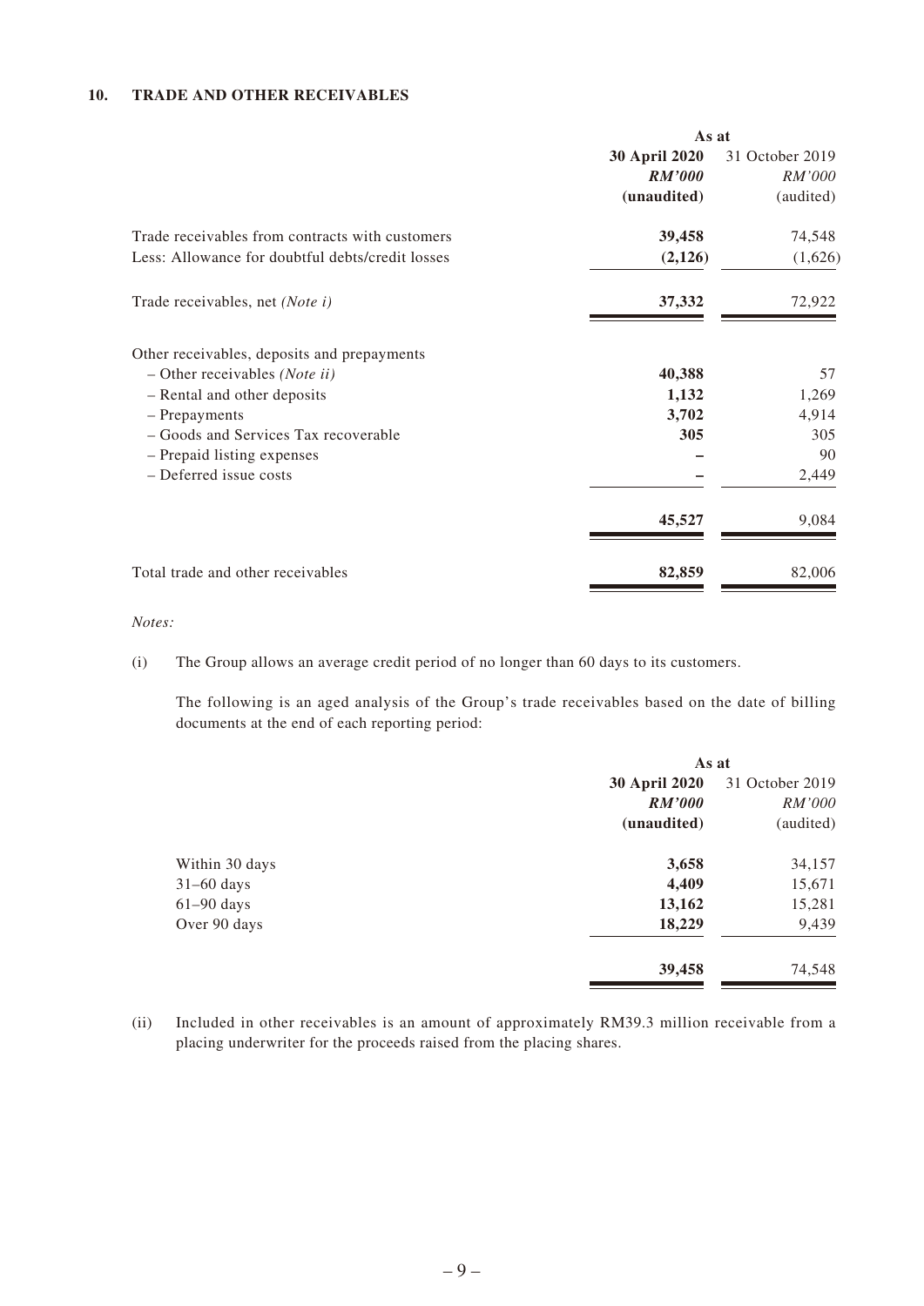### 10. TRADE AND OTHER RECEIVABLES

| | As at | |
|---|---|---|
| | **30 April 2020** | 31 October 2019 |
| | ***RM'000*** | *RM'000* |
| | **(unaudited)** | (audited) |
| Trade receivables from contracts with customers | **39,458** | 74,548 |
| Less: Allowance for doubtful debts/credit losses | **(2,126)** | (1,626) |
| Trade receivables, net *(Note i)* | **37,332** | 72,922 |
| Other receivables, deposits and prepayments | | |
| – Other receivables *(Note ii)* | **40,388** | 57 |
| – Rental and other deposits | **1,132** | 1,269 |
| – Prepayments | **3,702** | 4,914 |
| – Goods and Services Tax recoverable | **305** | 305 |
| – Prepaid listing expenses | **–** | 90 |
| – Deferred issue costs | **–** | 2,449 |
| | **45,527** | 9,084 |
| Total trade and other receivables | **82,859** | 82,006 |

*Notes:*

(i) The Group allows an average credit period of no longer than 60 days to its customers.

The following is an aged analysis of the Group's trade receivables based on the date of billing documents at the end of each reporting period:

| | As at | |
|---|---|---|
| | **30 April 2020** | 31 October 2019 |
| | ***RM'000*** | *RM'000* |
| | **(unaudited)** | (audited) |
| Within 30 days | **3,658** | 34,157 |
| 31–60 days | **4,409** | 15,671 |
| 61–90 days | **13,162** | 15,281 |
| Over 90 days | **18,229** | 9,439 |
| | **39,458** | 74,548 |

(ii) Included in other receivables is an amount of approximately RM39.3 million receivable from a placing underwriter for the proceeds raised from the placing shares.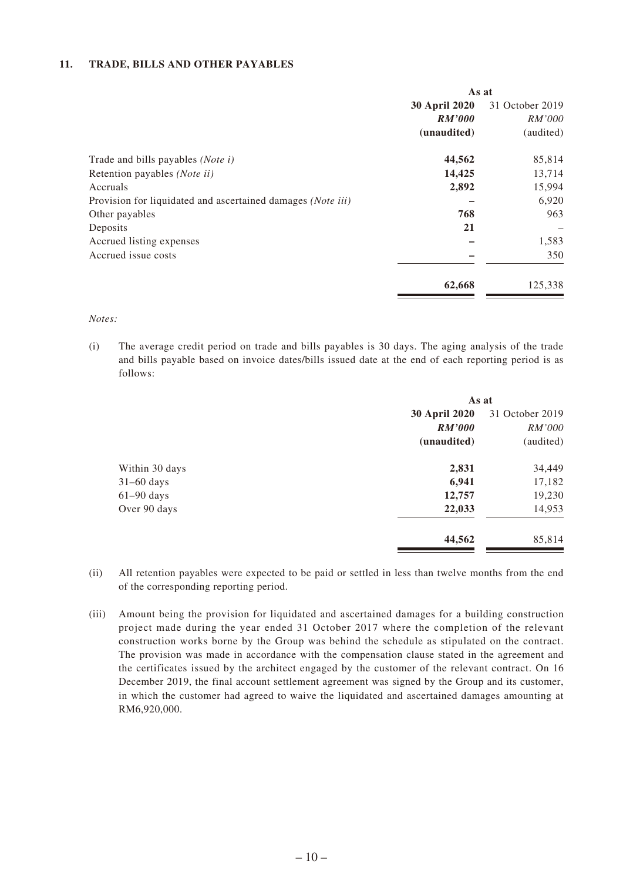### 11. TRADE, BILLS AND OTHER PAYABLES

| | As at | |
|---|---|---|
| | **30 April 2020** | 31 October 2019 |
| | ***RM'000*** | *RM'000* |
| | **(unaudited)** | (audited) |
| Trade and bills payables *(Note i)* | **44,562** | 85,814 |
| Retention payables *(Note ii)* | **14,425** | 13,714 |
| Accruals | **2,892** | 15,994 |
| Provision for liquidated and ascertained damages *(Note iii)* | **–** | 6,920 |
| Other payables | **768** | 963 |
| Deposits | **21** | – |
| Accrued listing expenses | **–** | 1,583 |
| Accrued issue costs | **–** | 350 |
| | **62,668** | 125,338 |

*Notes:*

(i) The average credit period on trade and bills payables is 30 days. The aging analysis of the trade and bills payable based on invoice dates/bills issued date at the end of each reporting period is as follows:

| | As at | |
|---|---|---|
| | **30 April 2020** | 31 October 2019 |
| | ***RM'000*** | *RM'000* |
| | **(unaudited)** | (audited) |
| Within 30 days | **2,831** | 34,449 |
| 31–60 days | **6,941** | 17,182 |
| 61–90 days | **12,757** | 19,230 |
| Over 90 days | **22,033** | 14,953 |
| | **44,562** | 85,814 |

(ii) All retention payables were expected to be paid or settled in less than twelve months from the end of the corresponding reporting period.

(iii) Amount being the provision for liquidated and ascertained damages for a building construction project made during the year ended 31 October 2017 where the completion of the relevant construction works borne by the Group was behind the schedule as stipulated on the contract. The provision was made in accordance with the compensation clause stated in the agreement and the certificates issued by the architect engaged by the customer of the relevant contract. On 16 December 2019, the final account settlement agreement was signed by the Group and its customer, in which the customer had agreed to waive the liquidated and ascertained damages amounting at RM6,920,000.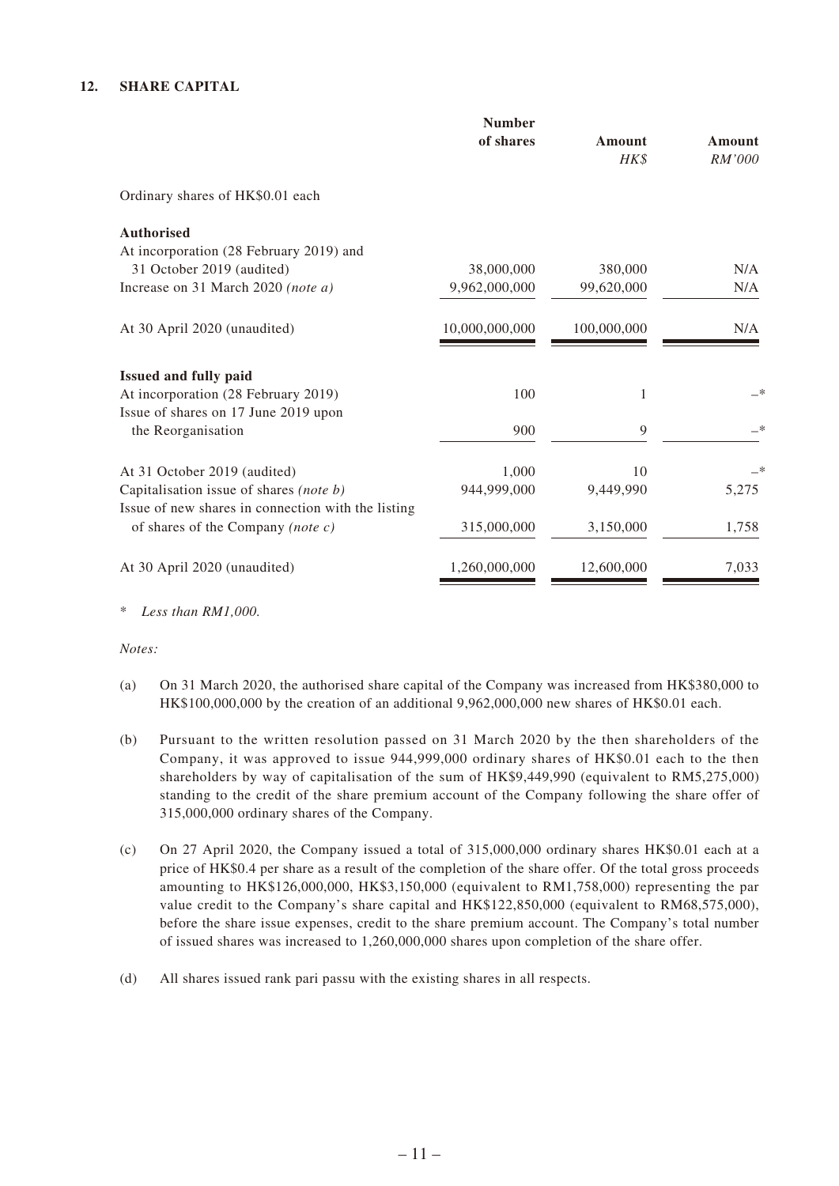## 12. SHARE CAPITAL

| | Number of shares | Amount HK$ | Amount RM'000 |
|---|---|---|---|
| Ordinary shares of HK$0.01 each | | | |
| **Authorised** | | | |
| At incorporation (28 February 2019) and 31 October 2019 (audited) | 38,000,000 | 380,000 | N/A |
| Increase on 31 March 2020 *(note a)* | 9,962,000,000 | 99,620,000 | N/A |
| At 30 April 2020 (unaudited) | 10,000,000,000 | 100,000,000 | N/A |
| **Issued and fully paid** | | | |
| At incorporation (28 February 2019) | 100 | 1 | –* |
| Issue of shares on 17 June 2019 upon the Reorganisation | 900 | 9 | –* |
| At 31 October 2019 (audited) | 1,000 | 10 | –* |
| Capitalisation issue of shares *(note b)* | 944,999,000 | 9,449,990 | 5,275 |
| Issue of new shares in connection with the listing of shares of the Company *(note c)* | 315,000,000 | 3,150,000 | 1,758 |
| At 30 April 2020 (unaudited) | 1,260,000,000 | 12,600,000 | 7,033 |

\* *Less than RM1,000.*

*Notes:*

(a) On 31 March 2020, the authorised share capital of the Company was increased from HK$380,000 to HK$100,000,000 by the creation of an additional 9,962,000,000 new shares of HK$0.01 each.

(b) Pursuant to the written resolution passed on 31 March 2020 by the then shareholders of the Company, it was approved to issue 944,999,000 ordinary shares of HK$0.01 each to the then shareholders by way of capitalisation of the sum of HK$9,449,990 (equivalent to RM5,275,000) standing to the credit of the share premium account of the Company following the share offer of 315,000,000 ordinary shares of the Company.

(c) On 27 April 2020, the Company issued a total of 315,000,000 ordinary shares HK$0.01 each at a price of HK$0.4 per share as a result of the completion of the share offer. Of the total gross proceeds amounting to HK$126,000,000, HK$3,150,000 (equivalent to RM1,758,000) representing the par value credit to the Company's share capital and HK$122,850,000 (equivalent to RM68,575,000), before the share issue expenses, credit to the share premium account. The Company's total number of issued shares was increased to 1,260,000,000 shares upon completion of the share offer.

(d) All shares issued rank pari passu with the existing shares in all respects.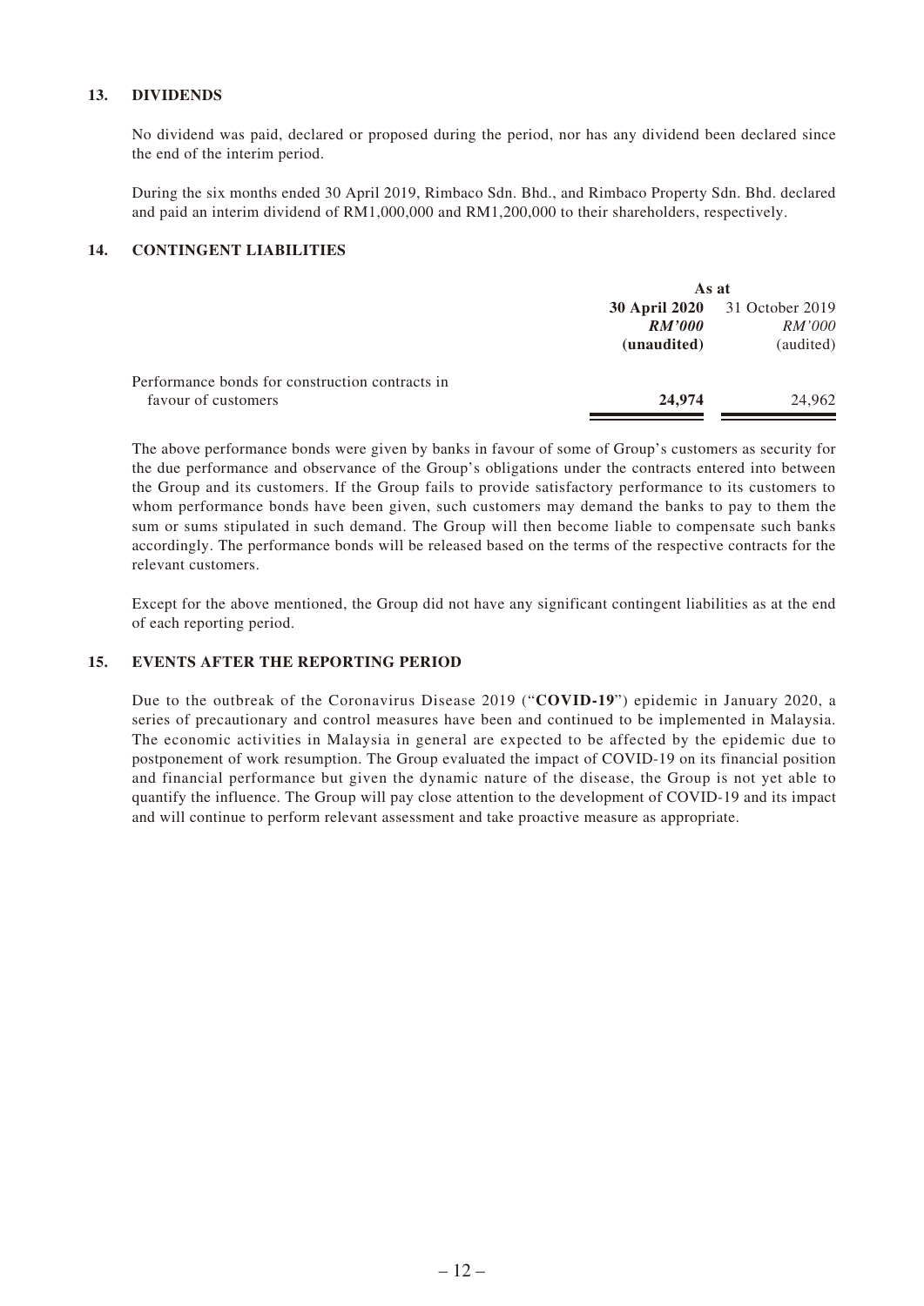### 13. DIVIDENDS

No dividend was paid, declared or proposed during the period, nor has any dividend been declared since the end of the interim period.

During the six months ended 30 April 2019, Rimbaco Sdn. Bhd., and Rimbaco Property Sdn. Bhd. declared and paid an interim dividend of RM1,000,000 and RM1,200,000 to their shareholders, respectively.

### 14. CONTINGENT LIABILITIES

| | As at | |
|---|---|---|
| | **30 April 2020** | 31 October 2019 |
| | ***RM'000*** | *RM'000* |
| | **(unaudited)** | (audited) |
| Performance bonds for construction contracts in favour of customers | **24,974** | 24,962 |

The above performance bonds were given by banks in favour of some of Group's customers as security for the due performance and observance of the Group's obligations under the contracts entered into between the Group and its customers. If the Group fails to provide satisfactory performance to its customers to whom performance bonds have been given, such customers may demand the banks to pay to them the sum or sums stipulated in such demand. The Group will then become liable to compensate such banks accordingly. The performance bonds will be released based on the terms of the respective contracts for the relevant customers.

Except for the above mentioned, the Group did not have any significant contingent liabilities as at the end of each reporting period.

### 15. EVENTS AFTER THE REPORTING PERIOD

Due to the outbreak of the Coronavirus Disease 2019 ("**COVID-19**") epidemic in January 2020, a series of precautionary and control measures have been and continued to be implemented in Malaysia. The economic activities in Malaysia in general are expected to be affected by the epidemic due to postponement of work resumption. The Group evaluated the impact of COVID-19 on its financial position and financial performance but given the dynamic nature of the disease, the Group is not yet able to quantify the influence. The Group will pay close attention to the development of COVID-19 and its impact and will continue to perform relevant assessment and take proactive measure as appropriate.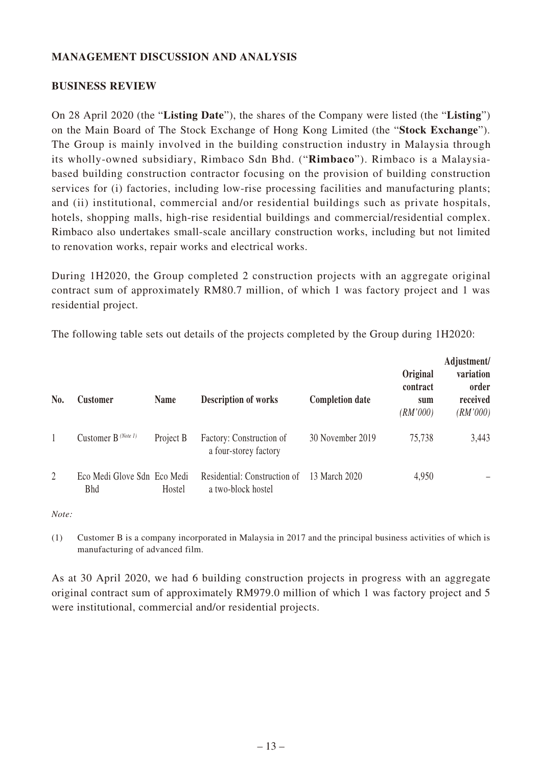## MANAGEMENT DISCUSSION AND ANALYSIS

### BUSINESS REVIEW

On 28 April 2020 (the "**Listing Date**"), the shares of the Company were listed (the "**Listing**") on the Main Board of The Stock Exchange of Hong Kong Limited (the "**Stock Exchange**"). The Group is mainly involved in the building construction industry in Malaysia through its wholly-owned subsidiary, Rimbaco Sdn Bhd. ("**Rimbaco**"). Rimbaco is a Malaysia-based building construction contractor focusing on the provision of building construction services for (i) factories, including low-rise processing facilities and manufacturing plants; and (ii) institutional, commercial and/or residential buildings such as private hospitals, hotels, shopping malls, high-rise residential buildings and commercial/residential complex. Rimbaco also undertakes small-scale ancillary construction works, including but not limited to renovation works, repair works and electrical works.

During 1H2020, the Group completed 2 construction projects with an aggregate original contract sum of approximately RM80.7 million, of which 1 was factory project and 1 was residential project.

The following table sets out details of the projects completed by the Group during 1H2020:

| No. | Customer | Name | Description of works | Completion date | Original contract sum *(RM'000)* | Adjustment/ variation order received *(RM'000)* |
|---|---|---|---|---|---|---|
| 1 | Customer B *(Note 1)* | Project B | Factory: Construction of a four-storey factory | 30 November 2019 | 75,738 | 3,443 |
| 2 | Eco Medi Glove Sdn Bhd | Eco Medi Hostel | Residential: Construction of a two-block hostel | 13 March 2020 | 4,950 | – |

*Note:*

(1) Customer B is a company incorporated in Malaysia in 2017 and the principal business activities of which is manufacturing of advanced film.

As at 30 April 2020, we had 6 building construction projects in progress with an aggregate original contract sum of approximately RM979.0 million of which 1 was factory project and 5 were institutional, commercial and/or residential projects.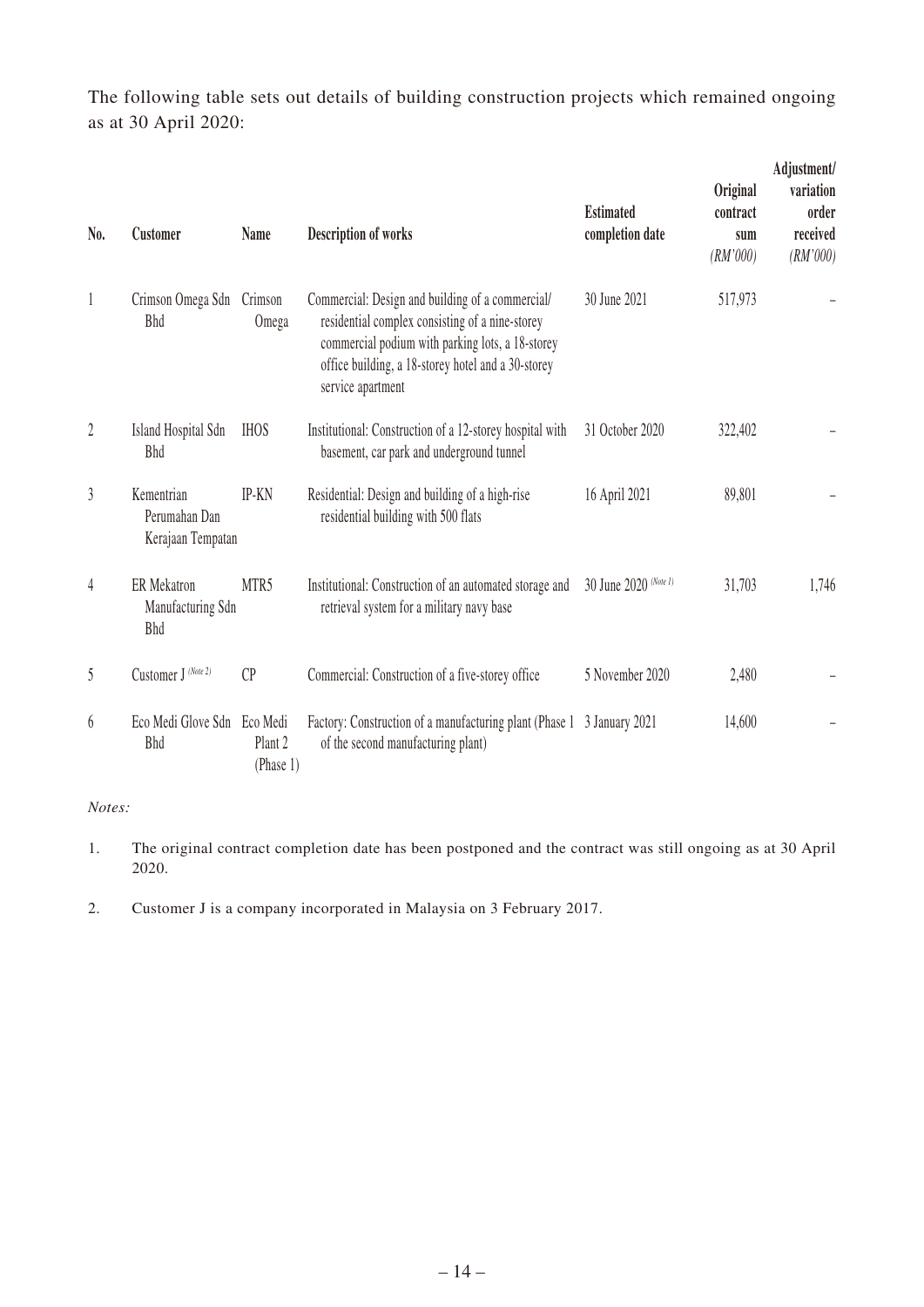The following table sets out details of building construction projects which remained ongoing as at 30 April 2020:

| No. | Customer | Name | Description of works | Estimated completion date | Original contract sum *(RM'000)* | Adjustment/ variation order received *(RM'000)* |
|---|---|---|---|---|---|---|
| 1 | Crimson Omega Sdn Bhd | Crimson Omega | Commercial: Design and building of a commercial/ residential complex consisting of a nine-storey commercial podium with parking lots, a 18-storey office building, a 18-storey hotel and a 30-storey service apartment | 30 June 2021 | 517,973 | – |
| 2 | Island Hospital Sdn Bhd | IHOS | Institutional: Construction of a 12-storey hospital with basement, car park and underground tunnel | 31 October 2020 | 322,402 | – |
| 3 | Kementrian Perumahan Dan Kerajaan Tempatan | IP-KN | Residential: Design and building of a high-rise residential building with 500 flats | 16 April 2021 | 89,801 | – |
| 4 | ER Mekatron Manufacturing Sdn Bhd | MTR5 | Institutional: Construction of an automated storage and retrieval system for a military navy base | 30 June 2020 *(Note 1)* | 31,703 | 1,746 |
| 5 | Customer J *(Note 2)* | CP | Commercial: Construction of a five-storey office | 5 November 2020 | 2,480 | – |
| 6 | Eco Medi Glove Sdn Bhd | Eco Medi Plant 2 (Phase 1) | Factory: Construction of a manufacturing plant (Phase 1 of the second manufacturing plant) | 3 January 2021 | 14,600 | – |

*Notes:*

1. The original contract completion date has been postponed and the contract was still ongoing as at 30 April 2020.

2. Customer J is a company incorporated in Malaysia on 3 February 2017.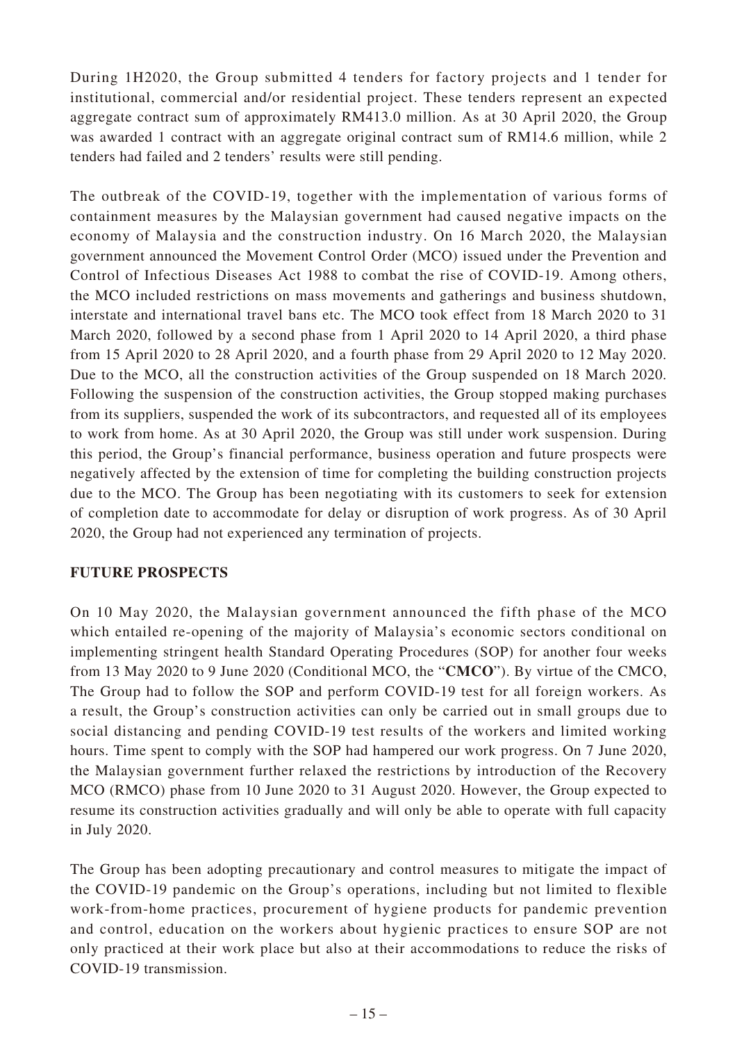During 1H2020, the Group submitted 4 tenders for factory projects and 1 tender for institutional, commercial and/or residential project. These tenders represent an expected aggregate contract sum of approximately RM413.0 million. As at 30 April 2020, the Group was awarded 1 contract with an aggregate original contract sum of RM14.6 million, while 2 tenders had failed and 2 tenders' results were still pending.

The outbreak of the COVID-19, together with the implementation of various forms of containment measures by the Malaysian government had caused negative impacts on the economy of Malaysia and the construction industry. On 16 March 2020, the Malaysian government announced the Movement Control Order (MCO) issued under the Prevention and Control of Infectious Diseases Act 1988 to combat the rise of COVID-19. Among others, the MCO included restrictions on mass movements and gatherings and business shutdown, interstate and international travel bans etc. The MCO took effect from 18 March 2020 to 31 March 2020, followed by a second phase from 1 April 2020 to 14 April 2020, a third phase from 15 April 2020 to 28 April 2020, and a fourth phase from 29 April 2020 to 12 May 2020. Due to the MCO, all the construction activities of the Group suspended on 18 March 2020. Following the suspension of the construction activities, the Group stopped making purchases from its suppliers, suspended the work of its subcontractors, and requested all of its employees to work from home. As at 30 April 2020, the Group was still under work suspension. During this period, the Group's financial performance, business operation and future prospects were negatively affected by the extension of time for completing the building construction projects due to the MCO. The Group has been negotiating with its customers to seek for extension of completion date to accommodate for delay or disruption of work progress. As of 30 April 2020, the Group had not experienced any termination of projects.

## FUTURE PROSPECTS

On 10 May 2020, the Malaysian government announced the fifth phase of the MCO which entailed re-opening of the majority of Malaysia's economic sectors conditional on implementing stringent health Standard Operating Procedures (SOP) for another four weeks from 13 May 2020 to 9 June 2020 (Conditional MCO, the "**CMCO**"). By virtue of the CMCO, The Group had to follow the SOP and perform COVID-19 test for all foreign workers. As a result, the Group's construction activities can only be carried out in small groups due to social distancing and pending COVID-19 test results of the workers and limited working hours. Time spent to comply with the SOP had hampered our work progress. On 7 June 2020, the Malaysian government further relaxed the restrictions by introduction of the Recovery MCO (RMCO) phase from 10 June 2020 to 31 August 2020. However, the Group expected to resume its construction activities gradually and will only be able to operate with full capacity in July 2020.

The Group has been adopting precautionary and control measures to mitigate the impact of the COVID-19 pandemic on the Group's operations, including but not limited to flexible work-from-home practices, procurement of hygiene products for pandemic prevention and control, education on the workers about hygienic practices to ensure SOP are not only practiced at their work place but also at their accommodations to reduce the risks of COVID-19 transmission.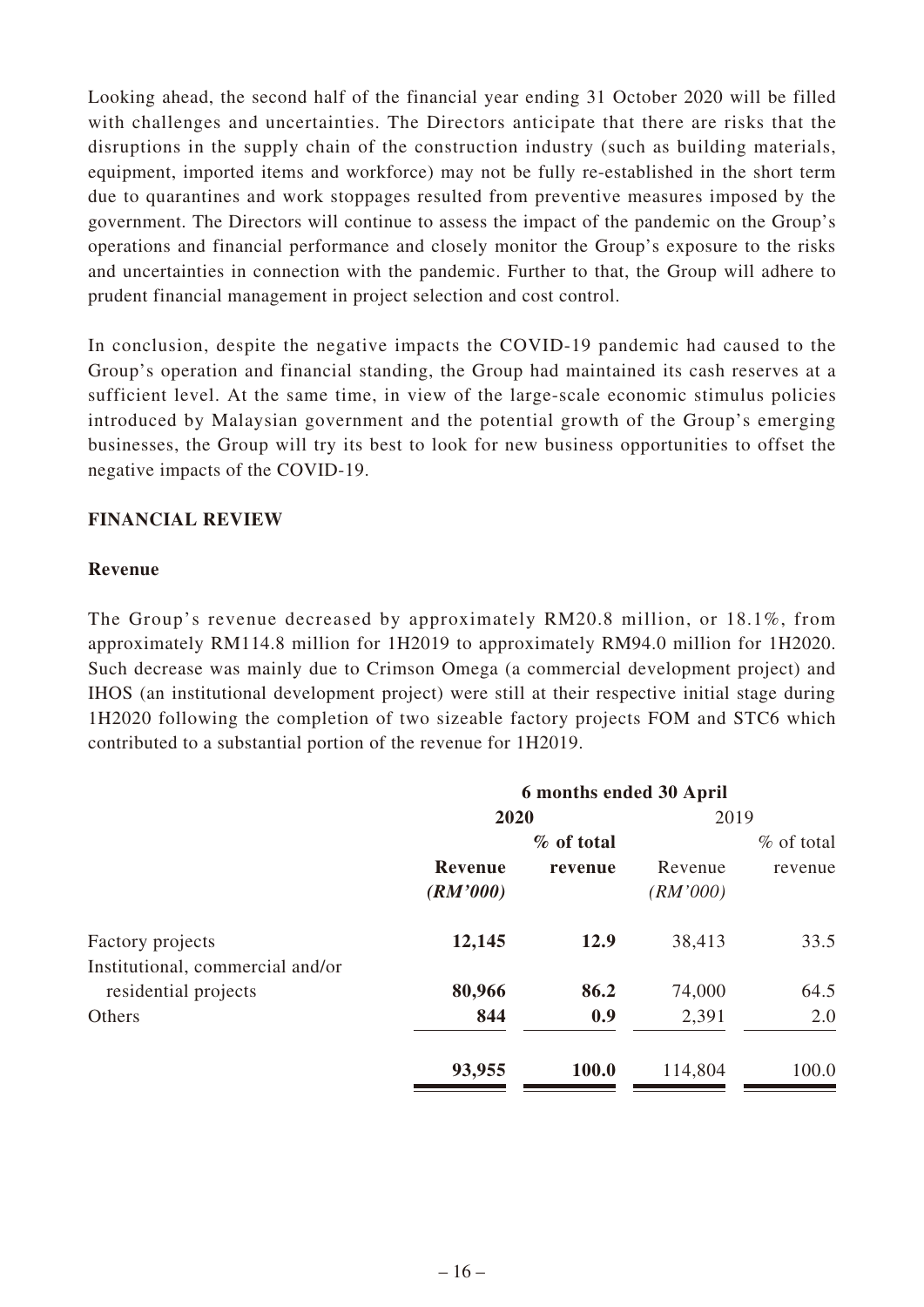Looking ahead, the second half of the financial year ending 31 October 2020 will be filled with challenges and uncertainties. The Directors anticipate that there are risks that the disruptions in the supply chain of the construction industry (such as building materials, equipment, imported items and workforce) may not be fully re-established in the short term due to quarantines and work stoppages resulted from preventive measures imposed by the government. The Directors will continue to assess the impact of the pandemic on the Group's operations and financial performance and closely monitor the Group's exposure to the risks and uncertainties in connection with the pandemic. Further to that, the Group will adhere to prudent financial management in project selection and cost control.

In conclusion, despite the negative impacts the COVID-19 pandemic had caused to the Group's operation and financial standing, the Group had maintained its cash reserves at a sufficient level. At the same time, in view of the large-scale economic stimulus policies introduced by Malaysian government and the potential growth of the Group's emerging businesses, the Group will try its best to look for new business opportunities to offset the negative impacts of the COVID-19.

## FINANCIAL REVIEW

### Revenue

The Group's revenue decreased by approximately RM20.8 million, or 18.1%, from approximately RM114.8 million for 1H2019 to approximately RM94.0 million for 1H2020. Such decrease was mainly due to Crimson Omega (a commercial development project) and IHOS (an institutional development project) were still at their respective initial stage during 1H2020 following the completion of two sizeable factory projects FOM and STC6 which contributed to a substantial portion of the revenue for 1H2019.

| | 6 months ended 30 April | | | |
|---|---|---|---|---|
| | **2020** | | 2019 | |
| | **Revenue (RM'000)** | **% of total revenue** | Revenue (RM'000) | % of total revenue |
| Factory projects | **12,145** | **12.9** | 38,413 | 33.5 |
| Institutional, commercial and/or residential projects | **80,966** | **86.2** | 74,000 | 64.5 |
| Others | **844** | **0.9** | 2,391 | 2.0 |
| | **93,955** | **100.0** | 114,804 | 100.0 |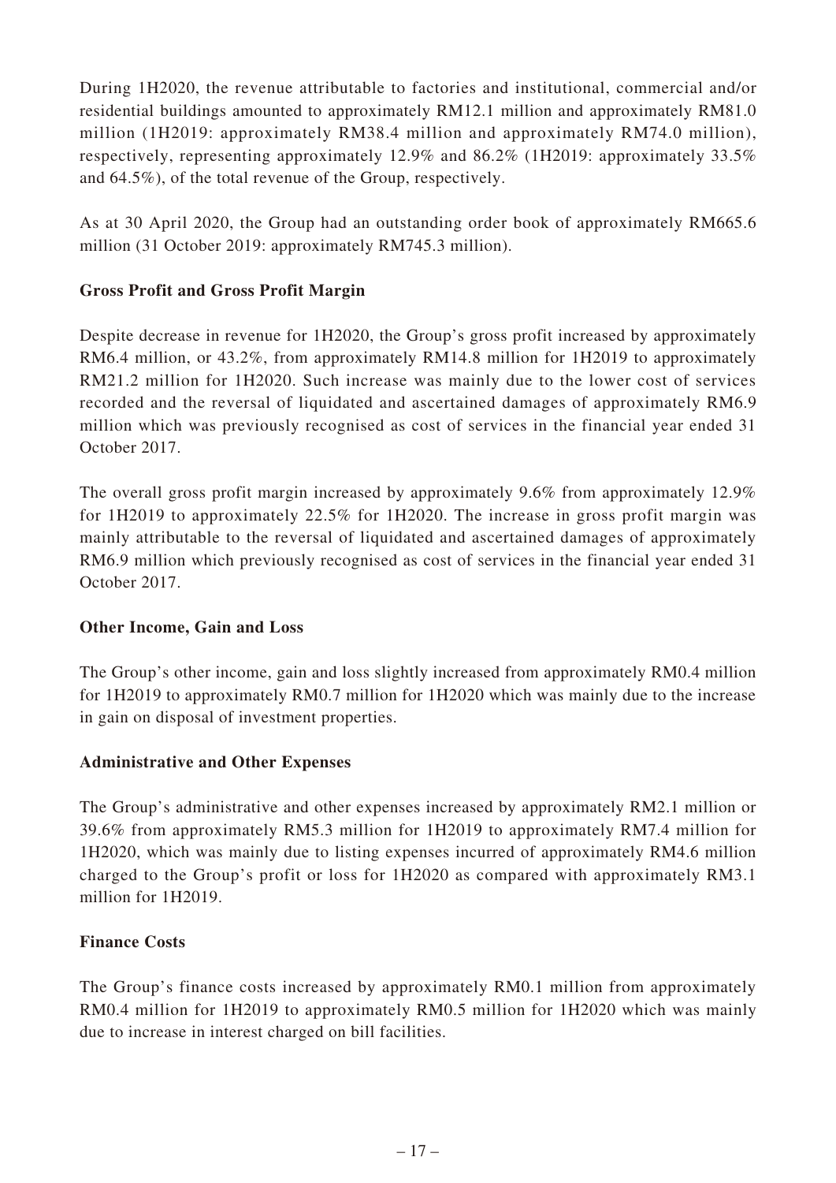During 1H2020, the revenue attributable to factories and institutional, commercial and/or residential buildings amounted to approximately RM12.1 million and approximately RM81.0 million (1H2019: approximately RM38.4 million and approximately RM74.0 million), respectively, representing approximately 12.9% and 86.2% (1H2019: approximately 33.5% and 64.5%), of the total revenue of the Group, respectively.

As at 30 April 2020, the Group had an outstanding order book of approximately RM665.6 million (31 October 2019: approximately RM745.3 million).

**Gross Profit and Gross Profit Margin**

Despite decrease in revenue for 1H2020, the Group's gross profit increased by approximately RM6.4 million, or 43.2%, from approximately RM14.8 million for 1H2019 to approximately RM21.2 million for 1H2020. Such increase was mainly due to the lower cost of services recorded and the reversal of liquidated and ascertained damages of approximately RM6.9 million which was previously recognised as cost of services in the financial year ended 31 October 2017.

The overall gross profit margin increased by approximately 9.6% from approximately 12.9% for 1H2019 to approximately 22.5% for 1H2020. The increase in gross profit margin was mainly attributable to the reversal of liquidated and ascertained damages of approximately RM6.9 million which previously recognised as cost of services in the financial year ended 31 October 2017.

**Other Income, Gain and Loss**

The Group's other income, gain and loss slightly increased from approximately RM0.4 million for 1H2019 to approximately RM0.7 million for 1H2020 which was mainly due to the increase in gain on disposal of investment properties.

**Administrative and Other Expenses**

The Group's administrative and other expenses increased by approximately RM2.1 million or 39.6% from approximately RM5.3 million for 1H2019 to approximately RM7.4 million for 1H2020, which was mainly due to listing expenses incurred of approximately RM4.6 million charged to the Group's profit or loss for 1H2020 as compared with approximately RM3.1 million for 1H2019.

**Finance Costs**

The Group's finance costs increased by approximately RM0.1 million from approximately RM0.4 million for 1H2019 to approximately RM0.5 million for 1H2020 which was mainly due to increase in interest charged on bill facilities.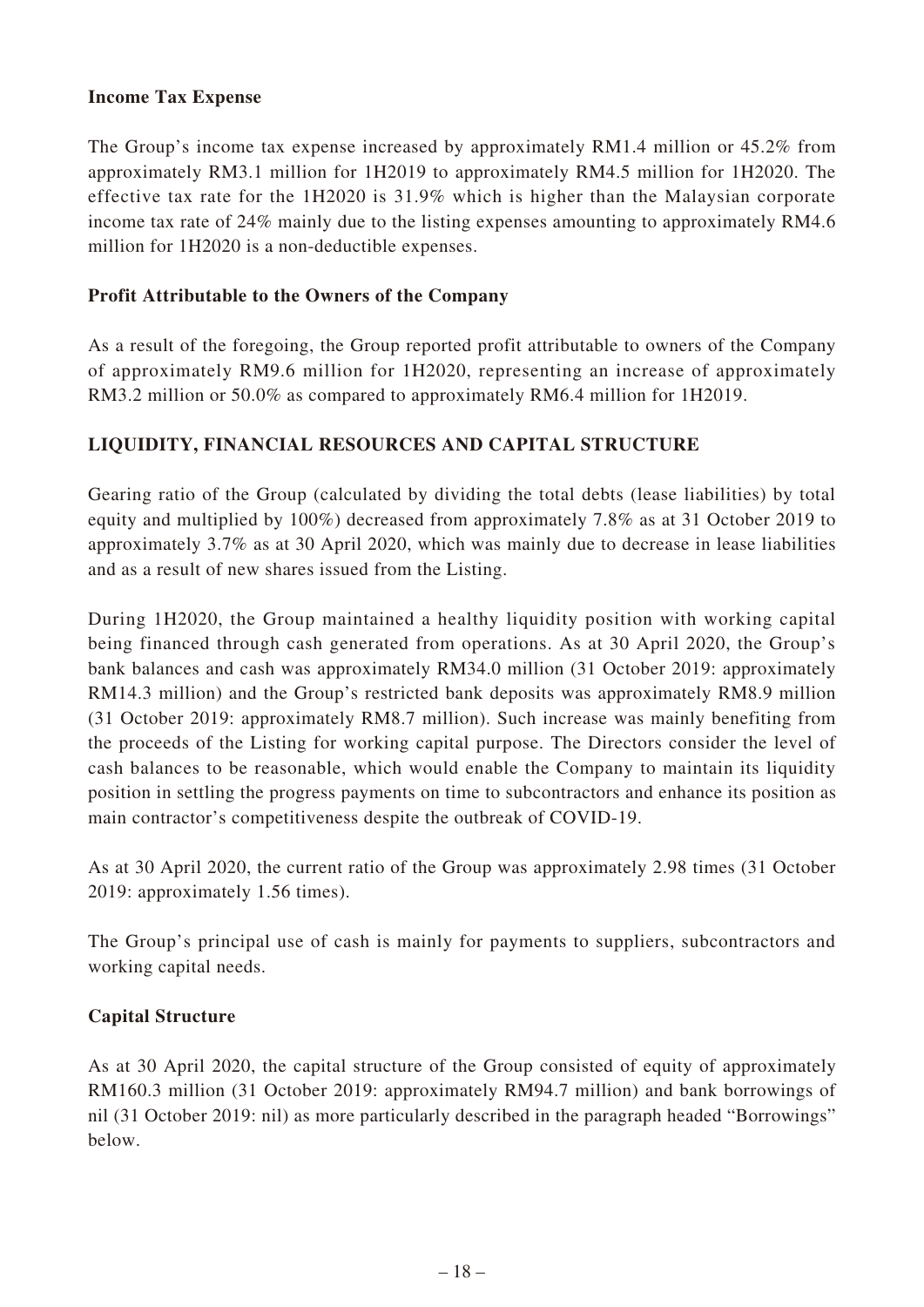**Income Tax Expense**

The Group's income tax expense increased by approximately RM1.4 million or 45.2% from approximately RM3.1 million for 1H2019 to approximately RM4.5 million for 1H2020. The effective tax rate for the 1H2020 is 31.9% which is higher than the Malaysian corporate income tax rate of 24% mainly due to the listing expenses amounting to approximately RM4.6 million for 1H2020 is a non-deductible expenses.

**Profit Attributable to the Owners of the Company**

As a result of the foregoing, the Group reported profit attributable to owners of the Company of approximately RM9.6 million for 1H2020, representing an increase of approximately RM3.2 million or 50.0% as compared to approximately RM6.4 million for 1H2019.

## LIQUIDITY, FINANCIAL RESOURCES AND CAPITAL STRUCTURE

Gearing ratio of the Group (calculated by dividing the total debts (lease liabilities) by total equity and multiplied by 100%) decreased from approximately 7.8% as at 31 October 2019 to approximately 3.7% as at 30 April 2020, which was mainly due to decrease in lease liabilities and as a result of new shares issued from the Listing.

During 1H2020, the Group maintained a healthy liquidity position with working capital being financed through cash generated from operations. As at 30 April 2020, the Group's bank balances and cash was approximately RM34.0 million (31 October 2019: approximately RM14.3 million) and the Group's restricted bank deposits was approximately RM8.9 million (31 October 2019: approximately RM8.7 million). Such increase was mainly benefiting from the proceeds of the Listing for working capital purpose. The Directors consider the level of cash balances to be reasonable, which would enable the Company to maintain its liquidity position in settling the progress payments on time to subcontractors and enhance its position as main contractor's competitiveness despite the outbreak of COVID-19.

As at 30 April 2020, the current ratio of the Group was approximately 2.98 times (31 October 2019: approximately 1.56 times).

The Group's principal use of cash is mainly for payments to suppliers, subcontractors and working capital needs.

**Capital Structure**

As at 30 April 2020, the capital structure of the Group consisted of equity of approximately RM160.3 million (31 October 2019: approximately RM94.7 million) and bank borrowings of nil (31 October 2019: nil) as more particularly described in the paragraph headed "Borrowings" below.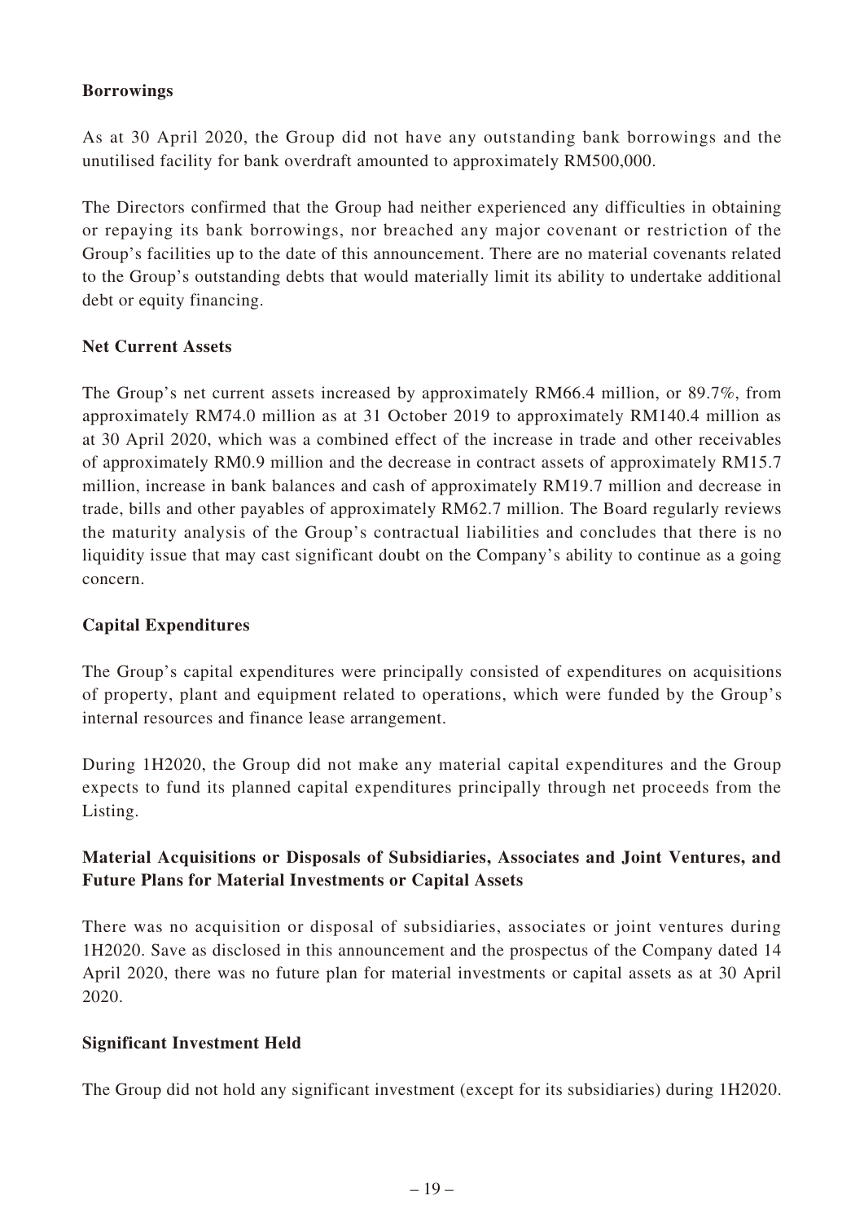**Borrowings**

As at 30 April 2020, the Group did not have any outstanding bank borrowings and the unutilised facility for bank overdraft amounted to approximately RM500,000.

The Directors confirmed that the Group had neither experienced any difficulties in obtaining or repaying its bank borrowings, nor breached any major covenant or restriction of the Group's facilities up to the date of this announcement. There are no material covenants related to the Group's outstanding debts that would materially limit its ability to undertake additional debt or equity financing.

**Net Current Assets**

The Group's net current assets increased by approximately RM66.4 million, or 89.7%, from approximately RM74.0 million as at 31 October 2019 to approximately RM140.4 million as at 30 April 2020, which was a combined effect of the increase in trade and other receivables of approximately RM0.9 million and the decrease in contract assets of approximately RM15.7 million, increase in bank balances and cash of approximately RM19.7 million and decrease in trade, bills and other payables of approximately RM62.7 million. The Board regularly reviews the maturity analysis of the Group's contractual liabilities and concludes that there is no liquidity issue that may cast significant doubt on the Company's ability to continue as a going concern.

**Capital Expenditures**

The Group's capital expenditures were principally consisted of expenditures on acquisitions of property, plant and equipment related to operations, which were funded by the Group's internal resources and finance lease arrangement.

During 1H2020, the Group did not make any material capital expenditures and the Group expects to fund its planned capital expenditures principally through net proceeds from the Listing.

**Material Acquisitions or Disposals of Subsidiaries, Associates and Joint Ventures, and Future Plans for Material Investments or Capital Assets**

There was no acquisition or disposal of subsidiaries, associates or joint ventures during 1H2020. Save as disclosed in this announcement and the prospectus of the Company dated 14 April 2020, there was no future plan for material investments or capital assets as at 30 April 2020.

**Significant Investment Held**

The Group did not hold any significant investment (except for its subsidiaries) during 1H2020.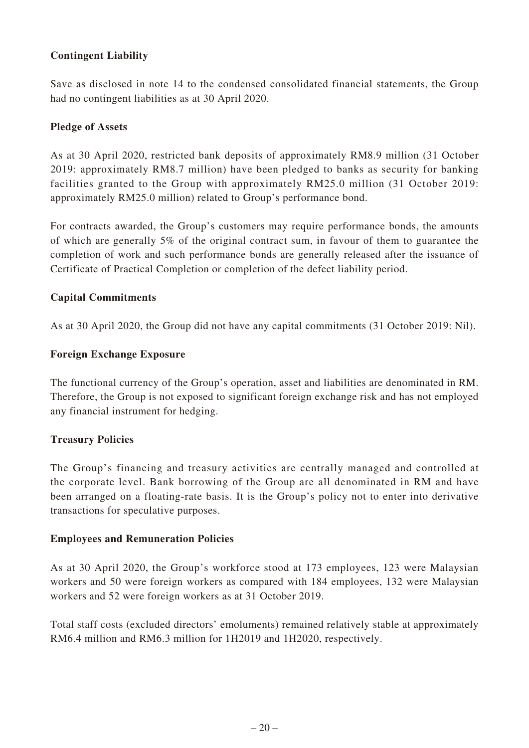**Contingent Liability**

Save as disclosed in note 14 to the condensed consolidated financial statements, the Group had no contingent liabilities as at 30 April 2020.

**Pledge of Assets**

As at 30 April 2020, restricted bank deposits of approximately RM8.9 million (31 October 2019: approximately RM8.7 million) have been pledged to banks as security for banking facilities granted to the Group with approximately RM25.0 million (31 October 2019: approximately RM25.0 million) related to Group's performance bond.

For contracts awarded, the Group's customers may require performance bonds, the amounts of which are generally 5% of the original contract sum, in favour of them to guarantee the completion of work and such performance bonds are generally released after the issuance of Certificate of Practical Completion or completion of the defect liability period.

**Capital Commitments**

As at 30 April 2020, the Group did not have any capital commitments (31 October 2019: Nil).

**Foreign Exchange Exposure**

The functional currency of the Group's operation, asset and liabilities are denominated in RM. Therefore, the Group is not exposed to significant foreign exchange risk and has not employed any financial instrument for hedging.

**Treasury Policies**

The Group's financing and treasury activities are centrally managed and controlled at the corporate level. Bank borrowing of the Group are all denominated in RM and have been arranged on a floating-rate basis. It is the Group's policy not to enter into derivative transactions for speculative purposes.

**Employees and Remuneration Policies**

As at 30 April 2020, the Group's workforce stood at 173 employees, 123 were Malaysian workers and 50 were foreign workers as compared with 184 employees, 132 were Malaysian workers and 52 were foreign workers as at 31 October 2019.

Total staff costs (excluded directors' emoluments) remained relatively stable at approximately RM6.4 million and RM6.3 million for 1H2019 and 1H2020, respectively.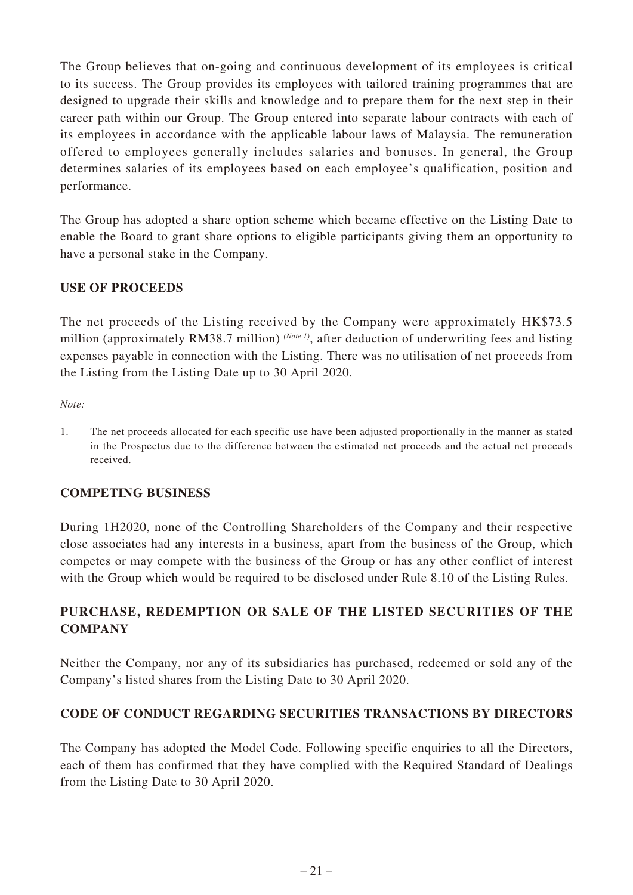The Group believes that on-going and continuous development of its employees is critical to its success. The Group provides its employees with tailored training programmes that are designed to upgrade their skills and knowledge and to prepare them for the next step in their career path within our Group. The Group entered into separate labour contracts with each of its employees in accordance with the applicable labour laws of Malaysia. The remuneration offered to employees generally includes salaries and bonuses. In general, the Group determines salaries of its employees based on each employee's qualification, position and performance.

The Group has adopted a share option scheme which became effective on the Listing Date to enable the Board to grant share options to eligible participants giving them an opportunity to have a personal stake in the Company.

## USE OF PROCEEDS

The net proceeds of the Listing received by the Company were approximately HK$73.5 million (approximately RM38.7 million) *(Note 1)*, after deduction of underwriting fees and listing expenses payable in connection with the Listing. There was no utilisation of net proceeds from the Listing from the Listing Date up to 30 April 2020.

*Note:*

1. The net proceeds allocated for each specific use have been adjusted proportionally in the manner as stated in the Prospectus due to the difference between the estimated net proceeds and the actual net proceeds received.

## COMPETING BUSINESS

During 1H2020, none of the Controlling Shareholders of the Company and their respective close associates had any interests in a business, apart from the business of the Group, which competes or may compete with the business of the Group or has any other conflict of interest with the Group which would be required to be disclosed under Rule 8.10 of the Listing Rules.

## PURCHASE, REDEMPTION OR SALE OF THE LISTED SECURITIES OF THE COMPANY

Neither the Company, nor any of its subsidiaries has purchased, redeemed or sold any of the Company's listed shares from the Listing Date to 30 April 2020.

## CODE OF CONDUCT REGARDING SECURITIES TRANSACTIONS BY DIRECTORS

The Company has adopted the Model Code. Following specific enquiries to all the Directors, each of them has confirmed that they have complied with the Required Standard of Dealings from the Listing Date to 30 April 2020.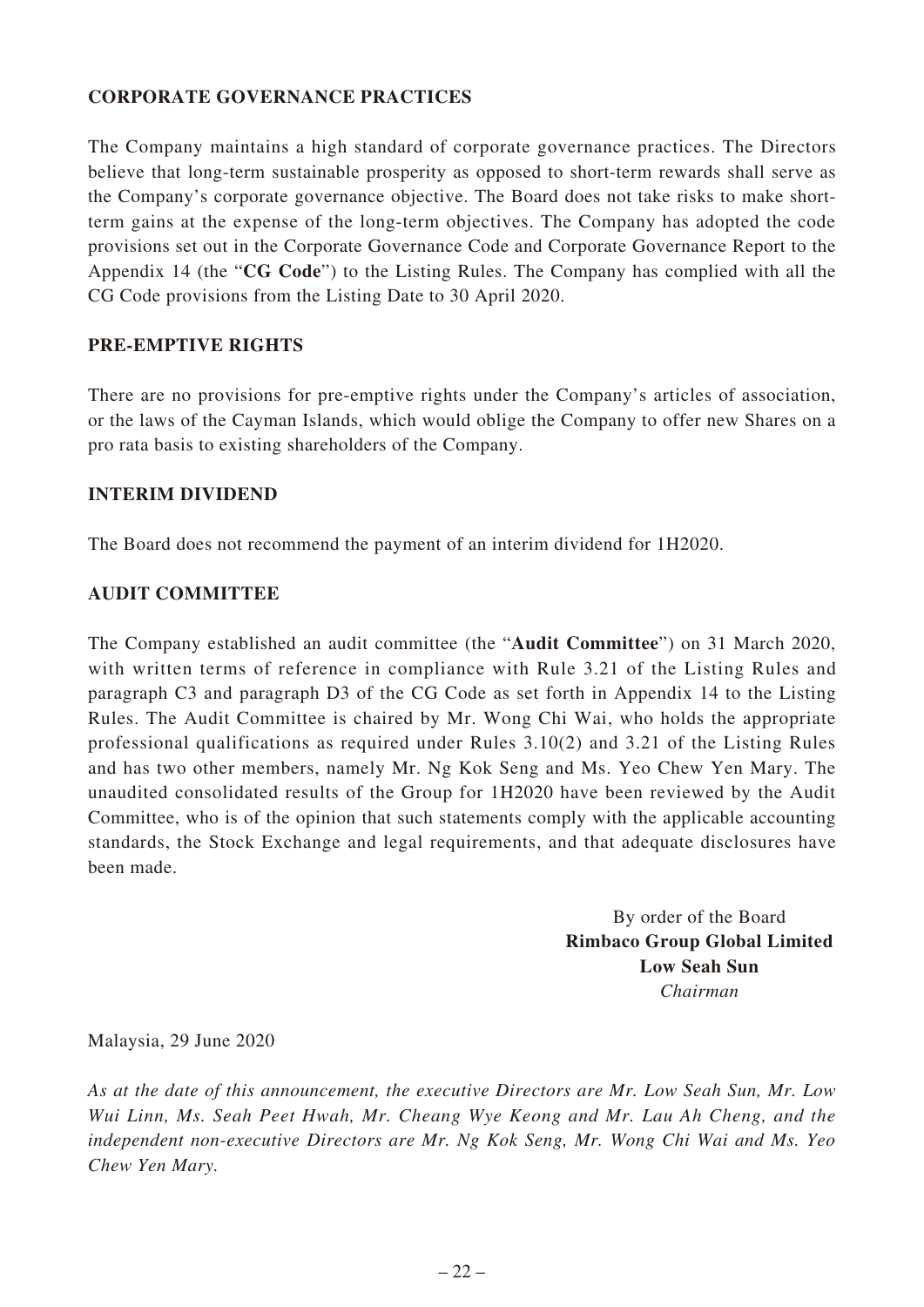## CORPORATE GOVERNANCE PRACTICES

The Company maintains a high standard of corporate governance practices. The Directors believe that long-term sustainable prosperity as opposed to short-term rewards shall serve as the Company's corporate governance objective. The Board does not take risks to make short-term gains at the expense of the long-term objectives. The Company has adopted the code provisions set out in the Corporate Governance Code and Corporate Governance Report to the Appendix 14 (the "**CG Code**") to the Listing Rules. The Company has complied with all the CG Code provisions from the Listing Date to 30 April 2020.

## PRE-EMPTIVE RIGHTS

There are no provisions for pre-emptive rights under the Company's articles of association, or the laws of the Cayman Islands, which would oblige the Company to offer new Shares on a pro rata basis to existing shareholders of the Company.

## INTERIM DIVIDEND

The Board does not recommend the payment of an interim dividend for 1H2020.

## AUDIT COMMITTEE

The Company established an audit committee (the "**Audit Committee**") on 31 March 2020, with written terms of reference in compliance with Rule 3.21 of the Listing Rules and paragraph C3 and paragraph D3 of the CG Code as set forth in Appendix 14 to the Listing Rules. The Audit Committee is chaired by Mr. Wong Chi Wai, who holds the appropriate professional qualifications as required under Rules 3.10(2) and 3.21 of the Listing Rules and has two other members, namely Mr. Ng Kok Seng and Ms. Yeo Chew Yen Mary. The unaudited consolidated results of the Group for 1H2020 have been reviewed by the Audit Committee, who is of the opinion that such statements comply with the applicable accounting standards, the Stock Exchange and legal requirements, and that adequate disclosures have been made.

By order of the Board
**Rimbaco Group Global Limited**
**Low Seah Sun**
*Chairman*

Malaysia, 29 June 2020

*As at the date of this announcement, the executive Directors are Mr. Low Seah Sun, Mr. Low Wui Linn, Ms. Seah Peet Hwah, Mr. Cheang Wye Keong and Mr. Lau Ah Cheng, and the independent non-executive Directors are Mr. Ng Kok Seng, Mr. Wong Chi Wai and Ms. Yeo Chew Yen Mary.*